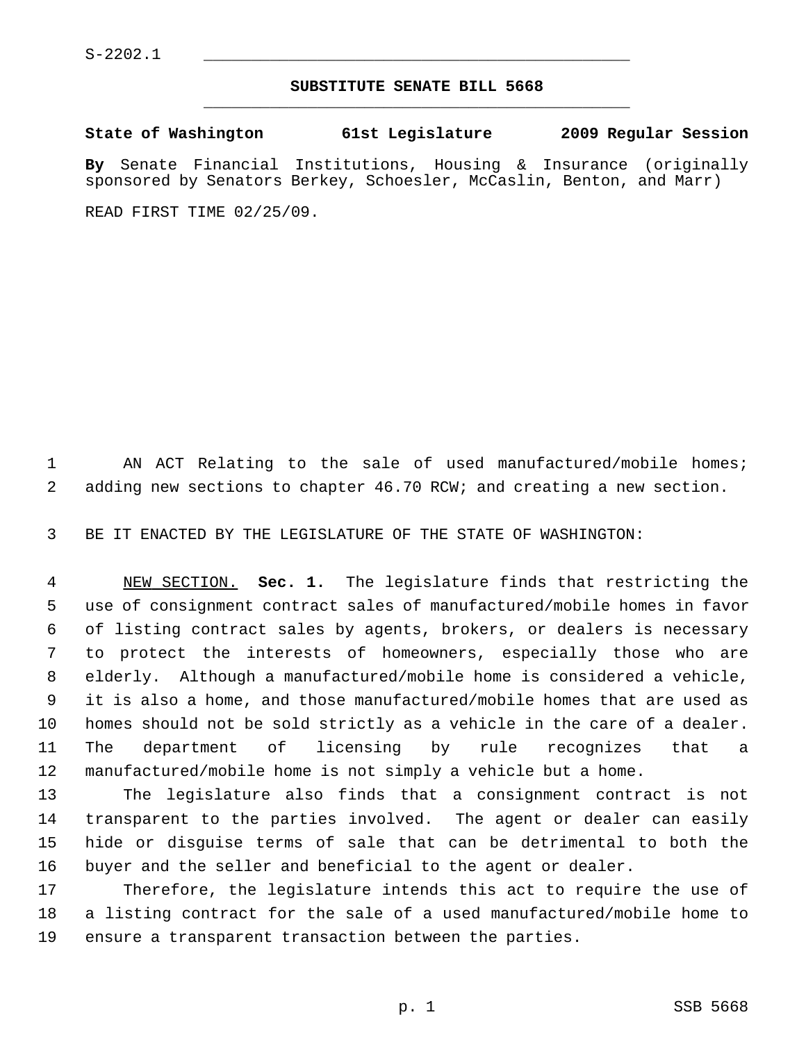S-2202.1

# SUBSTITUTE SENATE BILL 5668

**State of Washington 61st Legislature 2009 Regular Session**

**By** Senate Financial Institutions, Housing & Insurance (originally sponsored by Senators Berkey, Schoesler, McCaslin, Benton, and Marr)

READ FIRST TIME 02/25/09.

AN ACT Relating to the sale of used manufactured/mobile homes; adding new sections to chapter 46.70 RCW; and creating a new section.

BE IT ENACTED BY THE LEGISLATURE OF THE STATE OF WASHINGTON:

NEW SECTION. **Sec. 1.** The legislature finds that restricting the use of consignment contract sales of manufactured/mobile homes in favor of listing contract sales by agents, brokers, or dealers is necessary to protect the interests of homeowners, especially those who are elderly. Although a manufactured/mobile home is considered a vehicle, it is also a home, and those manufactured/mobile homes that are used as homes should not be sold strictly as a vehicle in the care of a dealer. The department of licensing by rule recognizes that a manufactured/mobile home is not simply a vehicle but a home.

The legislature also finds that a consignment contract is not transparent to the parties involved. The agent or dealer can easily hide or disguise terms of sale that can be detrimental to both the buyer and the seller and beneficial to the agent or dealer.

Therefore, the legislature intends this act to require the use of a listing contract for the sale of a used manufactured/mobile home to ensure a transparent transaction between the parties.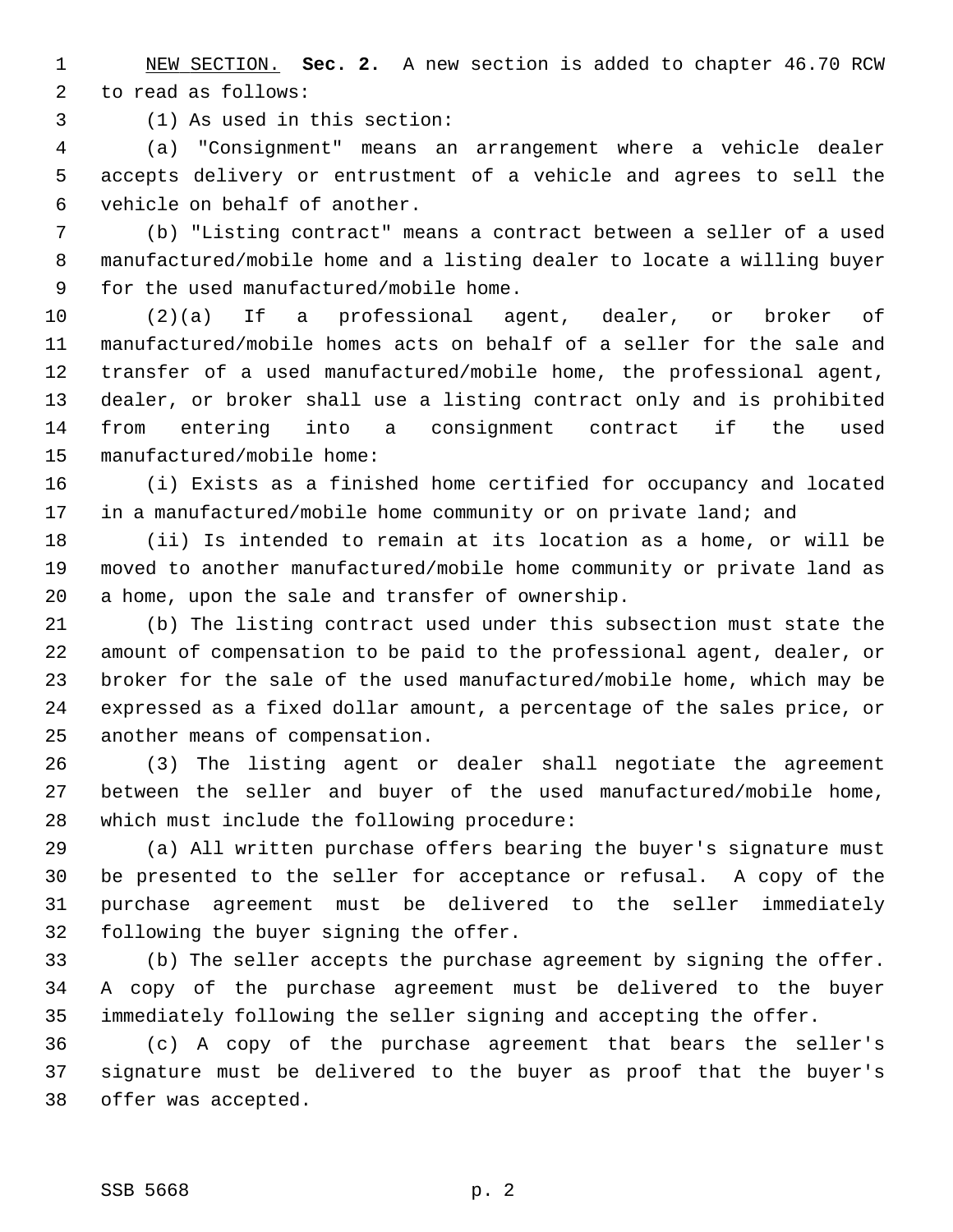NEW SECTION. **Sec. 2.** A new section is added to chapter 46.70 RCW to read as follows:

(1) As used in this section:

(a) "Consignment" means an arrangement where a vehicle dealer accepts delivery or entrustment of a vehicle and agrees to sell the vehicle on behalf of another.

(b) "Listing contract" means a contract between a seller of a used manufactured/mobile home and a listing dealer to locate a willing buyer for the used manufactured/mobile home.

(2)(a) If a professional agent, dealer, or broker of manufactured/mobile homes acts on behalf of a seller for the sale and transfer of a used manufactured/mobile home, the professional agent, dealer, or broker shall use a listing contract only and is prohibited from entering into a consignment contract if the used manufactured/mobile home:

(i) Exists as a finished home certified for occupancy and located in a manufactured/mobile home community or on private land; and

(ii) Is intended to remain at its location as a home, or will be moved to another manufactured/mobile home community or private land as a home, upon the sale and transfer of ownership.

(b) The listing contract used under this subsection must state the amount of compensation to be paid to the professional agent, dealer, or broker for the sale of the used manufactured/mobile home, which may be expressed as a fixed dollar amount, a percentage of the sales price, or another means of compensation.

(3) The listing agent or dealer shall negotiate the agreement between the seller and buyer of the used manufactured/mobile home, which must include the following procedure:

(a) All written purchase offers bearing the buyer's signature must be presented to the seller for acceptance or refusal. A copy of the purchase agreement must be delivered to the seller immediately following the buyer signing the offer.

(b) The seller accepts the purchase agreement by signing the offer. A copy of the purchase agreement must be delivered to the buyer immediately following the seller signing and accepting the offer.

(c) A copy of the purchase agreement that bears the seller's signature must be delivered to the buyer as proof that the buyer's offer was accepted.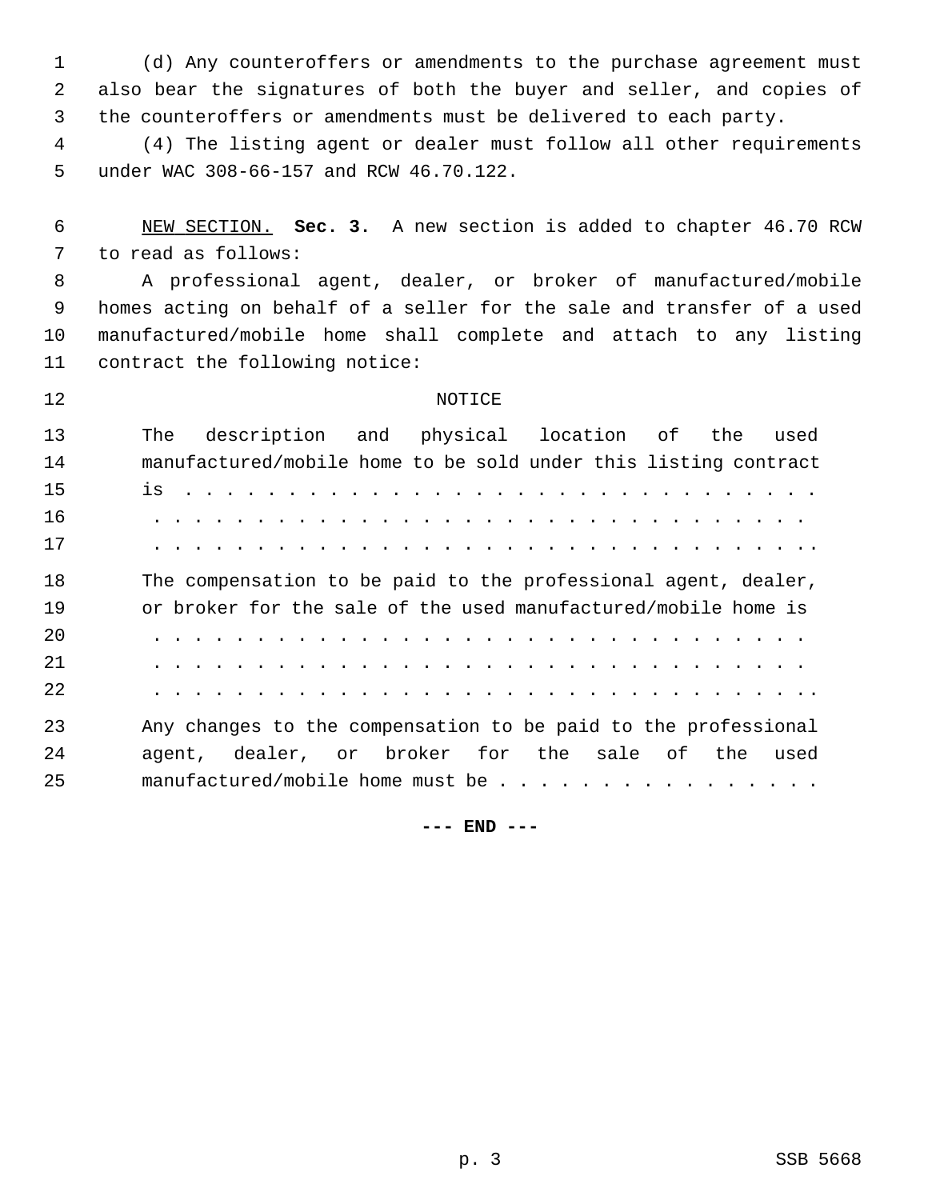(d) Any counteroffers or amendments to the purchase agreement must also bear the signatures of both the buyer and seller, and copies of the counteroffers or amendments must be delivered to each party.

(4) The listing agent or dealer must follow all other requirements under WAC 308-66-157 and RCW 46.70.122.

NEW SECTION. **Sec. 3.** A new section is added to chapter 46.70 RCW to read as follows:

A professional agent, dealer, or broker of manufactured/mobile homes acting on behalf of a seller for the sale and transfer of a used manufactured/mobile home shall complete and attach to any listing contract the following notice:

NOTICE

The description and physical location of the used manufactured/mobile home to be sold under this listing contract is . . . . . . . . . . . . . . . . . . . . . . . . . . . . . . . . . . . . . . . . . . . . . . . . . . . . . . . . . . . . . . . . . . . . . . . . . . . . . . . . . . . . . . . . . . . . . . . . . . . . . . . . . . . . . . . . . . . . . .

The compensation to be paid to the professional agent, dealer, or broker for the sale of the used manufactured/mobile home is . . . . . . . . . . . . . . . . . . . . . . . . . . . . . . . . . . . . . . . . . . . . . . . . . . . . . . . . . . . . . . . . . . . . . . . . . . . . . . . . . . . . . . . . . . . . . . . . . . . . . . . . . . .

Any changes to the compensation to be paid to the professional agent, dealer, or broker for the sale of the used manufactured/mobile home must be . . . . . . . . . . . . . . . .

**--- END ---**